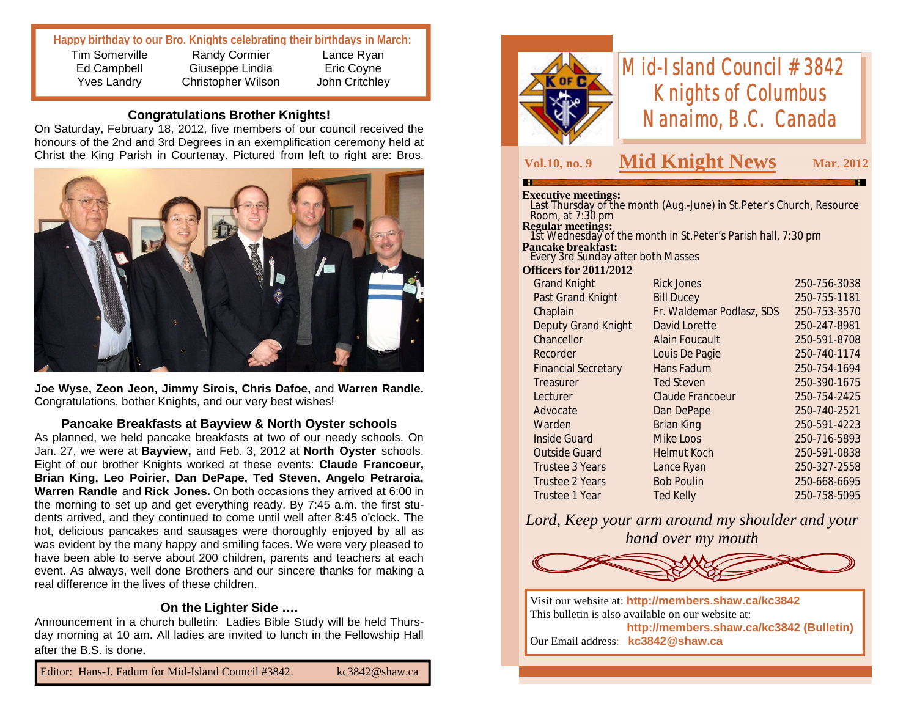**Happy birthday to our Bro. Knights celebrating their birthdays in March:**

| | | |
|---|---|---|
| Tim Somerville | Randy Cormier | Lance Ryan |
| Ed Campbell | Giuseppe Lindia | Eric Coyne |
| Yves Landry | Christopher Wilson | John Critchley |

### Congratulations Brother Knights!

On Saturday, February 18, 2012, five members of our council received the honours of the 2nd and 3rd Degrees in an exemplification ceremony held at Christ the King Parish in Courtenay. Pictured from left to right are: Bros.

**Joe Wyse, Zeon Jeon, Jimmy Sirois, Chris Dafoe,** and **Warren Randle.** Congratulations, bother Knights, and our very best wishes!

### Pancake Breakfasts at Bayview & North Oyster schools

As planned, we held pancake breakfasts at two of our needy schools. On Jan. 27, we were at **Bayview,** and Feb. 3, 2012 at **North Oyster** schools. Eight of our brother Knights worked at these events: **Claude Francoeur, Brian King, Leo Poirier, Dan DePape, Ted Steven, Angelo Petraroia, Warren Randle** and **Rick Jones.** On both occasions they arrived at 6:00 in the morning to set up and get everything ready. By 7:45 a.m. the first students arrived, and they continued to come until well after 8:45 o'clock. The hot, delicious pancakes and sausages were thoroughly enjoyed by all as was evident by the many happy and smiling faces. We were very pleased to have been able to serve about 200 children, parents and teachers at each event. As always, well done Brothers and our sincere thanks for making a real difference in the lives of these children.

### On the Lighter Side ….

Announcement in a church bulletin: Ladies Bible Study will be held Thursday morning at 10 am. All ladies are invited to lunch in the Fellowship Hall after the B.S. is done.

Editor: Hans-J. Fadum for Mid-Island Council #3842. kc3842@shaw.ca

# Mid-Island Council #3842 Knights of Columbus Nanaimo, B.C. Canada

**Vol.10, no. 9** — **Mid Knight News** — **Mar. 2012**

**Executive meetings:**
Last Thursday of the month (Aug.-June) in St.Peter's Church, Resource Room, at 7:30 pm

**Regular meetings:**
1st Wednesday of the month in St.Peter's Parish hall, 7:30 pm

**Pancake breakfast:**
Every 3rd Sunday after both Masses

**Officers for 2011/2012**

| | | |
|---|---|---|
| Grand Knight | Rick Jones | 250-756-3038 |
| Past Grand Knight | Bill Ducey | 250-755-1181 |
| Chaplain | Fr. Waldemar Podlasz, SDS | 250-753-3570 |
| Deputy Grand Knight | David Lorette | 250-247-8981 |
| Chancellor | Alain Foucault | 250-591-8708 |
| Recorder | Louis De Pagie | 250-740-1174 |
| Financial Secretary | Hans Fadum | 250-754-1694 |
| Treasurer | Ted Steven | 250-390-1675 |
| Lecturer | Claude Francoeur | 250-754-2425 |
| Advocate | Dan DePape | 250-740-2521 |
| Warden | Brian King | 250-591-4223 |
| Inside Guard | Mike Loos | 250-716-5893 |
| Outside Guard | Helmut Koch | 250-591-0838 |
| Trustee 3 Years | Lance Ryan | 250-327-2558 |
| Trustee 2 Years | Bob Poulin | 250-668-6695 |
| Trustee 1 Year | Ted Kelly | 250-758-5095 |

*Lord, Keep your arm around my shoulder and your hand over my mouth*

Visit our website at: **http://members.shaw.ca/kc3842**
This bulletin is also available on our website at:
**http://members.shaw.ca/kc3842 (Bulletin)**
Our Email address: **kc3842@shaw.ca**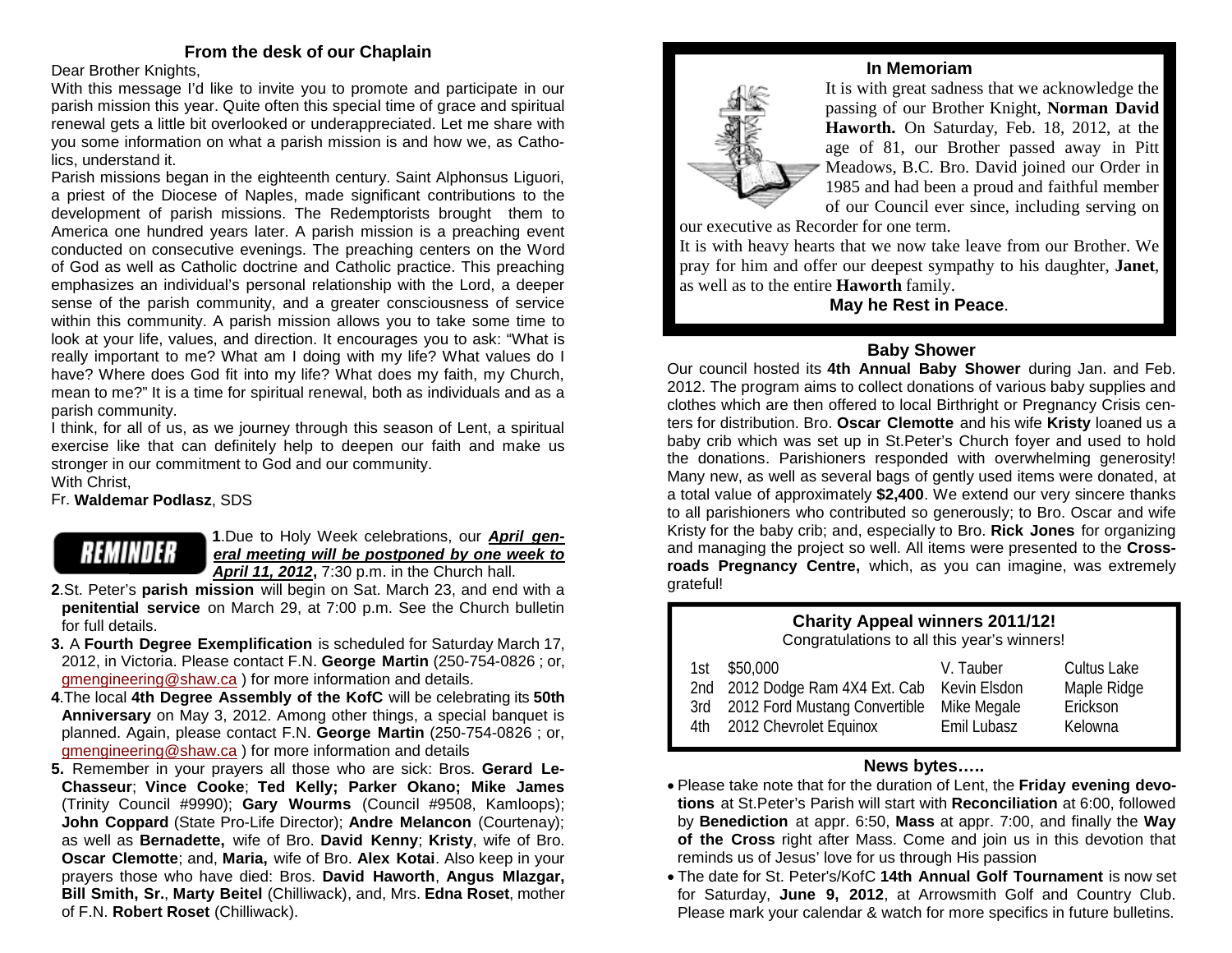## From the desk of our Chaplain

Dear Brother Knights,

With this message I'd like to invite you to promote and participate in our parish mission this year. Quite often this special time of grace and spiritual renewal gets a little bit overlooked or underappreciated. Let me share with you some information on what a parish mission is and how we, as Catholics, understand it.

Parish missions began in the eighteenth century. Saint Alphonsus Liguori, a priest of the Diocese of Naples, made significant contributions to the development of parish missions. The Redemptorists brought them to America one hundred years later. A parish mission is a preaching event conducted on consecutive evenings. The preaching centers on the Word of God as well as Catholic doctrine and Catholic practice. This preaching emphasizes an individual's personal relationship with the Lord, a deeper sense of the parish community, and a greater consciousness of service within this community. A parish mission allows you to take some time to look at your life, values, and direction. It encourages you to ask: "What is really important to me? What am I doing with my life? What values do I have? Where does God fit into my life? What does my faith, my Church, mean to me?" It is a time for spiritual renewal, both as individuals and as a parish community.

I think, for all of us, as we journey through this season of Lent, a spiritual exercise like that can definitely help to deepen our faith and make us stronger in our commitment to God and our community.

With Christ,

Fr. **Waldemar Podlasz**, SDS

**REMINDER**

**1**.Due to Holy Week celebrations, our ***April general meeting will be postponed by one week to April 11, 2012***, 7:30 p.m. in the Church hall.

**2**.St. Peter's **parish mission** will begin on Sat. March 23, and end with a **penitential service** on March 29, at 7:00 p.m. See the Church bulletin for full details.

**3.** A **Fourth Degree Exemplification** is scheduled for Saturday March 17, 2012, in Victoria. Please contact F.N. **George Martin** (250-754-0826 ; or, gmengineering@shaw.ca ) for more information and details.

**4**.The local **4th Degree Assembly of the KofC** will be celebrating its **50th Anniversary** on May 3, 2012. Among other things, a special banquet is planned. Again, please contact F.N. **George Martin** (250-754-0826 ; or, gmengineering@shaw.ca ) for more information and details

**5.** Remember in your prayers all those who are sick: Bros. **Gerard LeChasseur**; **Vince Cooke**; **Ted Kelly; Parker Okano; Mike James** (Trinity Council #9990); **Gary Wourms** (Council #9508, Kamloops); **John Coppard** (State Pro-Life Director); **Andre Melancon** (Courtenay); as well as **Bernadette,** wife of Bro. **David Kenny**; **Kristy**, wife of Bro. **Oscar Clemotte**; and, **Maria,** wife of Bro. **Alex Kotai**. Also keep in your prayers those who have died: Bros. **David Haworth**, **Angus Mlazgar, Bill Smith, Sr.**, **Marty Beitel** (Chilliwack), and, Mrs. **Edna Roset**, mother of F.N. **Robert Roset** (Chilliwack).

## In Memoriam

It is with great sadness that we acknowledge the passing of our Brother Knight, **Norman David Haworth.** On Saturday, Feb. 18, 2012, at the age of 81, our Brother passed away in Pitt Meadows, B.C. Bro. David joined our Order in 1985 and had been a proud and faithful member of our Council ever since, including serving on our executive as Recorder for one term.

It is with heavy hearts that we now take leave from our Brother. We pray for him and offer our deepest sympathy to his daughter, **Janet**, as well as to the entire **Haworth** family.

**May he Rest in Peace**.

## Baby Shower

Our council hosted its **4th Annual Baby Shower** during Jan. and Feb. 2012. The program aims to collect donations of various baby supplies and clothes which are then offered to local Birthright or Pregnancy Crisis centers for distribution. Bro. **Oscar Clemotte** and his wife **Kristy** loaned us a baby crib which was set up in St.Peter's Church foyer and used to hold the donations. Parishioners responded with overwhelming generosity! Many new, as well as several bags of gently used items were donated, at a total value of approximately **$2,400**. We extend our very sincere thanks to all parishioners who contributed so generously; to Bro. Oscar and wife Kristy for the baby crib; and, especially to Bro. **Rick Jones** for organizing and managing the project so well. All items were presented to the **Crossroads Pregnancy Centre,** which, as you can imagine, was extremely grateful!

## Charity Appeal winners 2011/12!

Congratulations to all this year's winners!

| | | | |
|---|---|---|---|
| 1st | $50,000 | V. Tauber | Cultus Lake |
| 2nd | 2012 Dodge Ram 4X4 Ext. Cab | Kevin Elsdon | Maple Ridge |
| 3rd | 2012 Ford Mustang Convertible | Mike Megale | Erickson |
| 4th | 2012 Chevrolet Equinox | Emil Lubasz | Kelowna |

## News bytes…..

- Please take note that for the duration of Lent, the **Friday evening devotions** at St.Peter's Parish will start with **Reconciliation** at 6:00, followed by **Benediction** at appr. 6:50, **Mass** at appr. 7:00, and finally the **Way of the Cross** right after Mass. Come and join us in this devotion that reminds us of Jesus' love for us through His passion
- The date for St. Peter's/KofC **14th Annual Golf Tournament** is now set for Saturday, **June 9, 2012**, at Arrowsmith Golf and Country Club. Please mark your calendar & watch for more specifics in future bulletins.